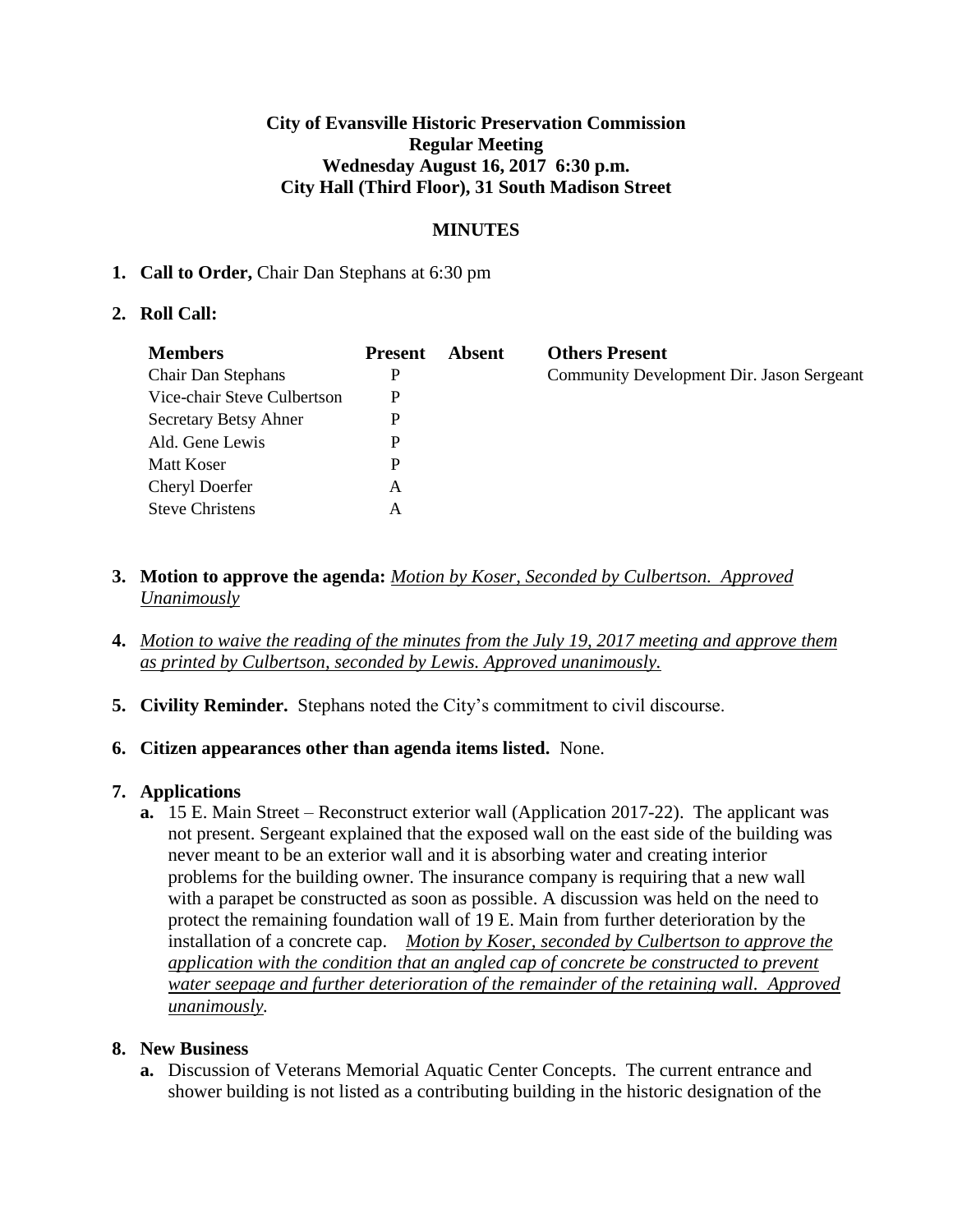**City of Evansville Historic Preservation Commission**
**Regular Meeting**
**Wednesday August 16, 2017 6:30 p.m.**
**City Hall (Third Floor), 31 South Madison Street**

**MINUTES**

1. **Call to Order,** Chair Dan Stephans at 6:30 pm

2. **Roll Call:**

| Members | Present | Absent | Others Present |
|---|---|---|---|
| Chair Dan Stephans | P | | Community Development Dir. Jason Sergeant |
| Vice-chair Steve Culbertson | P | | |
| Secretary Betsy Ahner | P | | |
| Ald. Gene Lewis | P | | |
| Matt Koser | P | | |
| Cheryl Doerfer | A | | |
| Steve Christens | A | | |

3. **Motion to approve the agenda:** *Motion by Koser, Seconded by Culbertson. Approved Unanimously*

4. *Motion to waive the reading of the minutes from the July 19, 2017 meeting and approve them as printed by Culbertson, seconded by Lewis. Approved unanimously.*

5. **Civility Reminder.** Stephans noted the City's commitment to civil discourse.

6. **Citizen appearances other than agenda items listed.** None.

7. **Applications**
   a. 15 E. Main Street – Reconstruct exterior wall (Application 2017-22). The applicant was not present. Sergeant explained that the exposed wall on the east side of the building was never meant to be an exterior wall and it is absorbing water and creating interior problems for the building owner. The insurance company is requiring that a new wall with a parapet be constructed as soon as possible. A discussion was held on the need to protect the remaining foundation wall of 19 E. Main from further deterioration by the installation of a concrete cap. *Motion by Koser, seconded by Culbertson to approve the application with the condition that an angled cap of concrete be constructed to prevent water seepage and further deterioration of the remainder of the retaining wall. Approved unanimously.*

8. **New Business**
   a. Discussion of Veterans Memorial Aquatic Center Concepts. The current entrance and shower building is not listed as a contributing building in the historic designation of the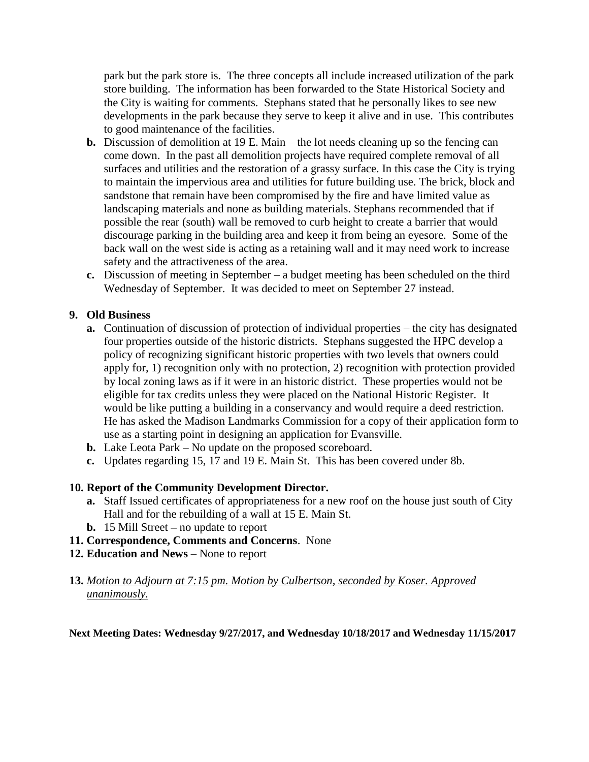park but the park store is. The three concepts all include increased utilization of the park store building. The information has been forwarded to the State Historical Society and the City is waiting for comments. Stephans stated that he personally likes to see new developments in the park because they serve to keep it alive and in use. This contributes to good maintenance of the facilities.

- **b.** Discussion of demolition at 19 E. Main – the lot needs cleaning up so the fencing can come down. In the past all demolition projects have required complete removal of all surfaces and utilities and the restoration of a grassy surface. In this case the City is trying to maintain the impervious area and utilities for future building use. The brick, block and sandstone that remain have been compromised by the fire and have limited value as landscaping materials and none as building materials. Stephans recommended that if possible the rear (south) wall be removed to curb height to create a barrier that would discourage parking in the building area and keep it from being an eyesore. Some of the back wall on the west side is acting as a retaining wall and it may need work to increase safety and the attractiveness of the area.
- **c.** Discussion of meeting in September – a budget meeting has been scheduled on the third Wednesday of September. It was decided to meet on September 27 instead.

**9. Old Business**

- **a.** Continuation of discussion of protection of individual properties – the city has designated four properties outside of the historic districts. Stephans suggested the HPC develop a policy of recognizing significant historic properties with two levels that owners could apply for, 1) recognition only with no protection, 2) recognition with protection provided by local zoning laws as if it were in an historic district. These properties would not be eligible for tax credits unless they were placed on the National Historic Register. It would be like putting a building in a conservancy and would require a deed restriction. He has asked the Madison Landmarks Commission for a copy of their application form to use as a starting point in designing an application for Evansville.
- **b.** Lake Leota Park – No update on the proposed scoreboard.
- **c.** Updates regarding 15, 17 and 19 E. Main St. This has been covered under 8b.

**10. Report of the Community Development Director.**

- **a.** Staff Issued certificates of appropriateness for a new roof on the house just south of City Hall and for the rebuilding of a wall at 15 E. Main St.
- **b.** 15 Mill Street **–** no update to report

**11. Correspondence, Comments and Concerns**. None

**12. Education and News** – None to report

**13.** *Motion to Adjourn at 7:15 pm. Motion by Culbertson, seconded by Koser. Approved unanimously.*

**Next Meeting Dates: Wednesday 9/27/2017, and Wednesday 10/18/2017 and Wednesday 11/15/2017**